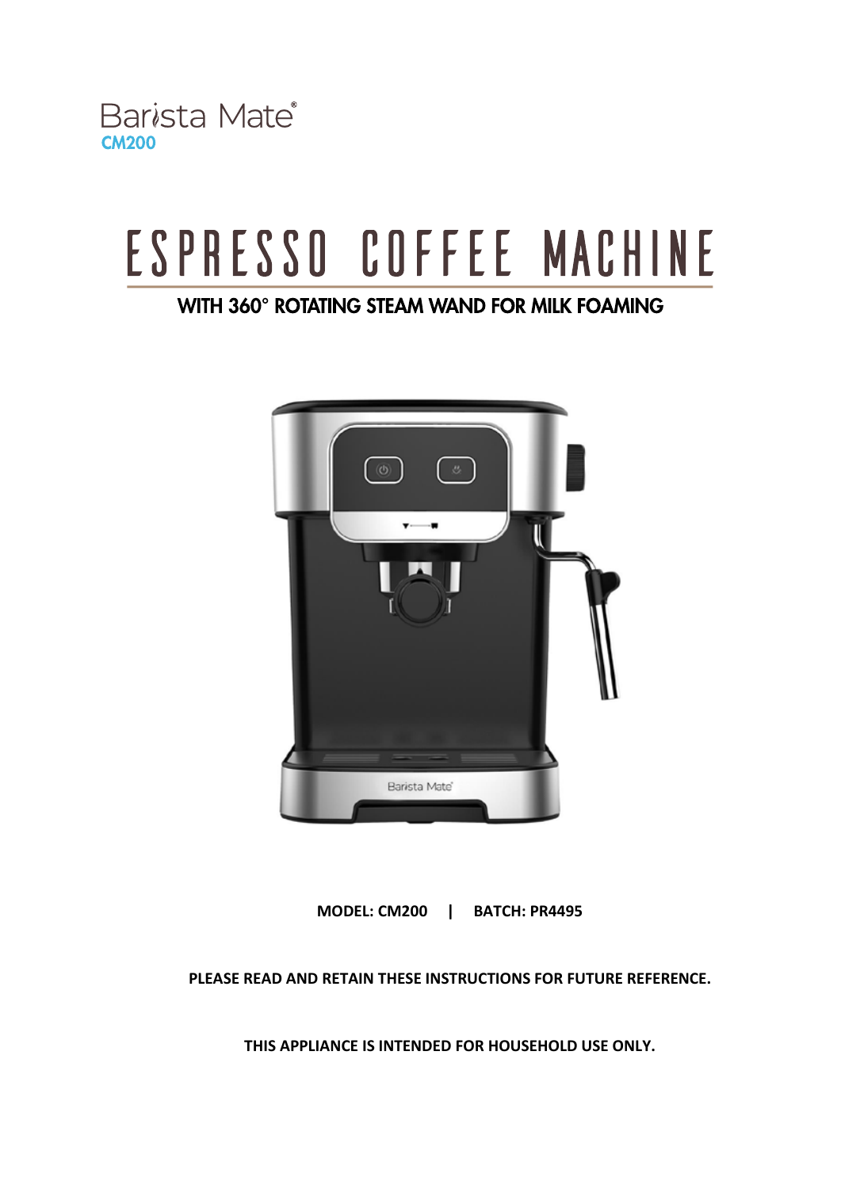Barista Mate®
**CM200**

# ESPRESSO COFFEE MACHINE

## WITH 360° ROTATING STEAM WAND FOR MILK FOAMING

**MODEL: CM200 | BATCH: PR4495**

**PLEASE READ AND RETAIN THESE INSTRUCTIONS FOR FUTURE REFERENCE.**

**THIS APPLIANCE IS INTENDED FOR HOUSEHOLD USE ONLY.**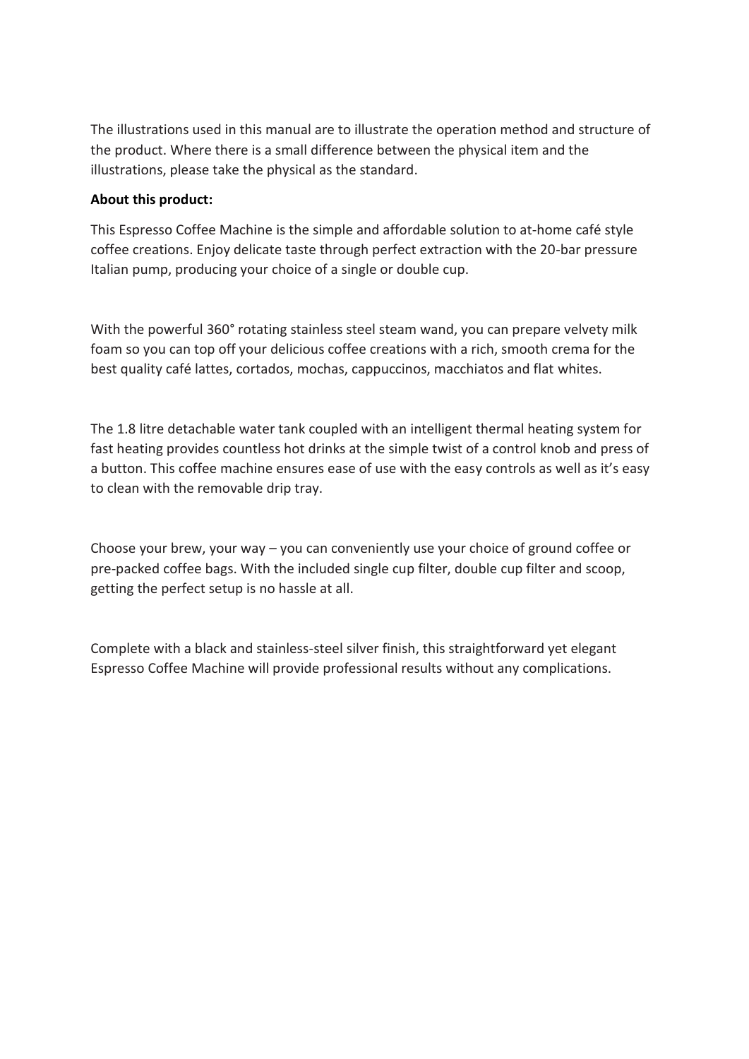The illustrations used in this manual are to illustrate the operation method and structure of the product. Where there is a small difference between the physical item and the illustrations, please take the physical as the standard.

**About this product:**

This Espresso Coffee Machine is the simple and affordable solution to at-home café style coffee creations. Enjoy delicate taste through perfect extraction with the 20-bar pressure Italian pump, producing your choice of a single or double cup.

With the powerful 360° rotating stainless steel steam wand, you can prepare velvety milk foam so you can top off your delicious coffee creations with a rich, smooth crema for the best quality café lattes, cortados, mochas, cappuccinos, macchiatos and flat whites.

The 1.8 litre detachable water tank coupled with an intelligent thermal heating system for fast heating provides countless hot drinks at the simple twist of a control knob and press of a button. This coffee machine ensures ease of use with the easy controls as well as it's easy to clean with the removable drip tray.

Choose your brew, your way – you can conveniently use your choice of ground coffee or pre-packed coffee bags. With the included single cup filter, double cup filter and scoop, getting the perfect setup is no hassle at all.

Complete with a black and stainless-steel silver finish, this straightforward yet elegant Espresso Coffee Machine will provide professional results without any complications.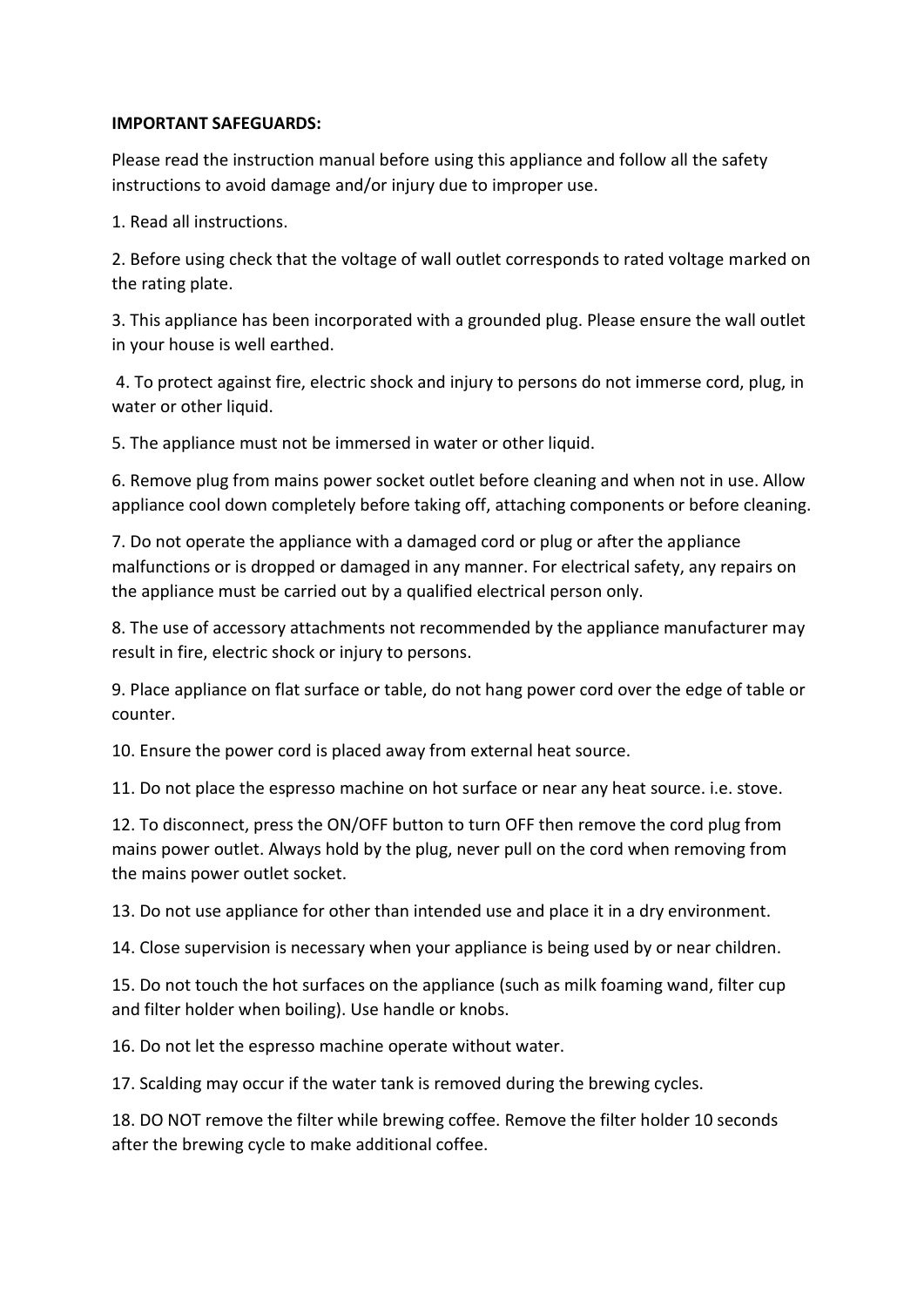**IMPORTANT SAFEGUARDS:**

Please read the instruction manual before using this appliance and follow all the safety instructions to avoid damage and/or injury due to improper use.

1. Read all instructions.

2. Before using check that the voltage of wall outlet corresponds to rated voltage marked on the rating plate.

3. This appliance has been incorporated with a grounded plug. Please ensure the wall outlet in your house is well earthed.

4. To protect against fire, electric shock and injury to persons do not immerse cord, plug, in water or other liquid.

5. The appliance must not be immersed in water or other liquid.

6. Remove plug from mains power socket outlet before cleaning and when not in use. Allow appliance cool down completely before taking off, attaching components or before cleaning.

7. Do not operate the appliance with a damaged cord or plug or after the appliance malfunctions or is dropped or damaged in any manner. For electrical safety, any repairs on the appliance must be carried out by a qualified electrical person only.

8. The use of accessory attachments not recommended by the appliance manufacturer may result in fire, electric shock or injury to persons.

9. Place appliance on flat surface or table, do not hang power cord over the edge of table or counter.

10. Ensure the power cord is placed away from external heat source.

11. Do not place the espresso machine on hot surface or near any heat source. i.e. stove.

12. To disconnect, press the ON/OFF button to turn OFF then remove the cord plug from mains power outlet. Always hold by the plug, never pull on the cord when removing from the mains power outlet socket.

13. Do not use appliance for other than intended use and place it in a dry environment.

14. Close supervision is necessary when your appliance is being used by or near children.

15. Do not touch the hot surfaces on the appliance (such as milk foaming wand, filter cup and filter holder when boiling). Use handle or knobs.

16. Do not let the espresso machine operate without water.

17. Scalding may occur if the water tank is removed during the brewing cycles.

18. DO NOT remove the filter while brewing coffee. Remove the filter holder 10 seconds after the brewing cycle to make additional coffee.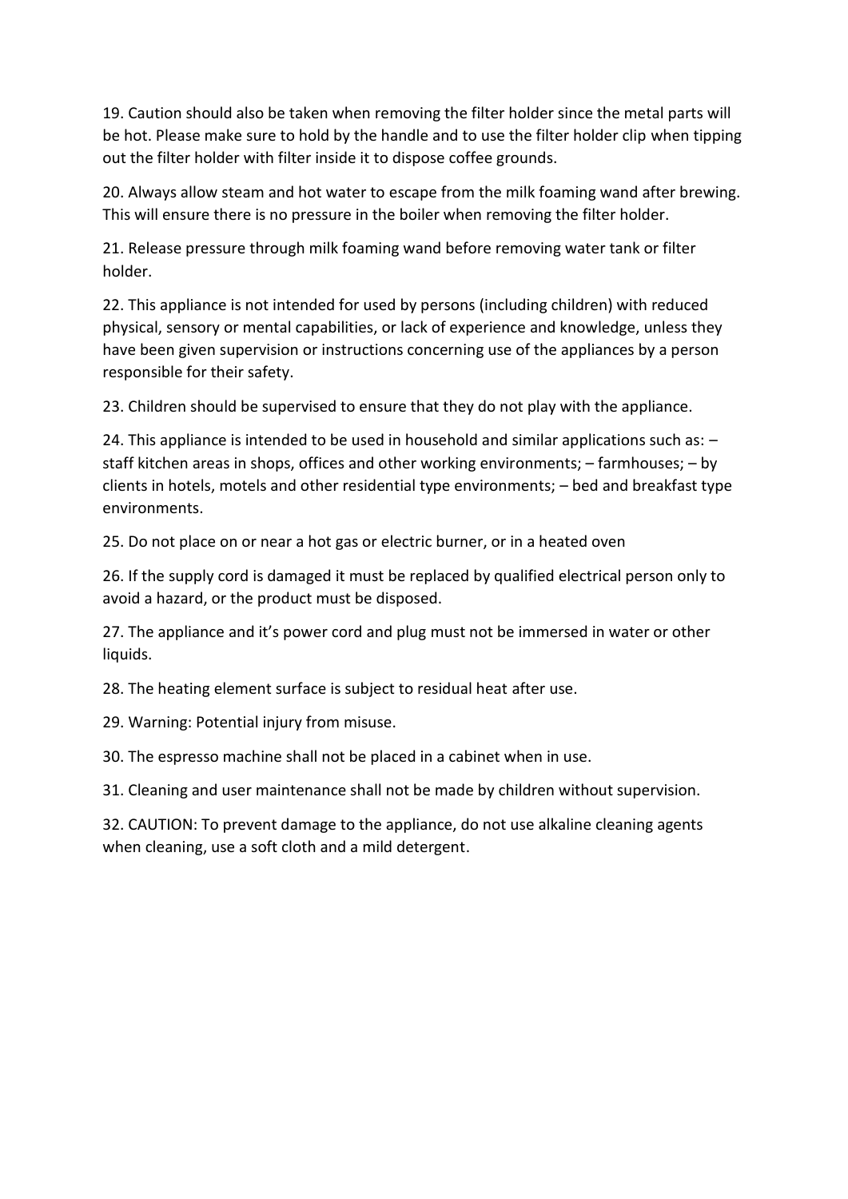19. Caution should also be taken when removing the filter holder since the metal parts will be hot. Please make sure to hold by the handle and to use the filter holder clip when tipping out the filter holder with filter inside it to dispose coffee grounds.

20. Always allow steam and hot water to escape from the milk foaming wand after brewing. This will ensure there is no pressure in the boiler when removing the filter holder.

21. Release pressure through milk foaming wand before removing water tank or filter holder.

22. This appliance is not intended for used by persons (including children) with reduced physical, sensory or mental capabilities, or lack of experience and knowledge, unless they have been given supervision or instructions concerning use of the appliances by a person responsible for their safety.

23. Children should be supervised to ensure that they do not play with the appliance.

24. This appliance is intended to be used in household and similar applications such as: – staff kitchen areas in shops, offices and other working environments; – farmhouses; – by clients in hotels, motels and other residential type environments; – bed and breakfast type environments.

25. Do not place on or near a hot gas or electric burner, or in a heated oven

26. If the supply cord is damaged it must be replaced by qualified electrical person only to avoid a hazard, or the product must be disposed.

27. The appliance and it's power cord and plug must not be immersed in water or other liquids.

28. The heating element surface is subject to residual heat after use.

29. Warning: Potential injury from misuse.

30. The espresso machine shall not be placed in a cabinet when in use.

31. Cleaning and user maintenance shall not be made by children without supervision.

32. CAUTION: To prevent damage to the appliance, do not use alkaline cleaning agents when cleaning, use a soft cloth and a mild detergent.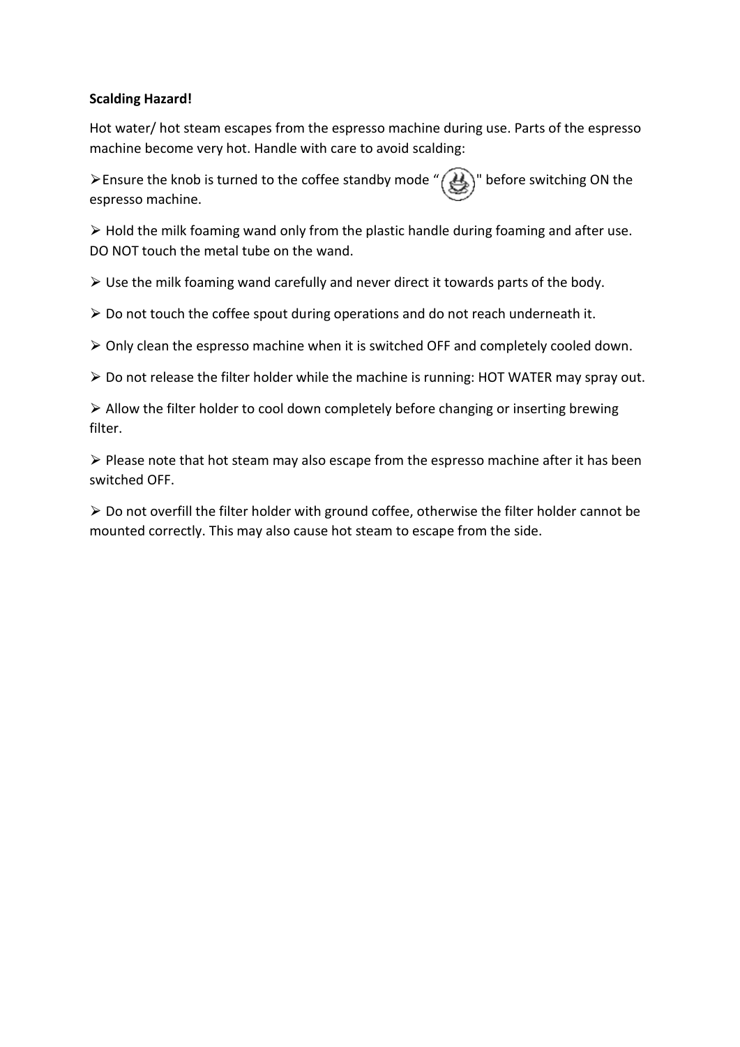**Scalding Hazard!**

Hot water/ hot steam escapes from the espresso machine during use. Parts of the espresso machine become very hot. Handle with care to avoid scalding:

- Ensure the knob is turned to the coffee standby mode " " before switching ON the espresso machine.
- Hold the milk foaming wand only from the plastic handle during foaming and after use. DO NOT touch the metal tube on the wand.
- Use the milk foaming wand carefully and never direct it towards parts of the body.
- Do not touch the coffee spout during operations and do not reach underneath it.
- Only clean the espresso machine when it is switched OFF and completely cooled down.
- Do not release the filter holder while the machine is running: HOT WATER may spray out.
- Allow the filter holder to cool down completely before changing or inserting brewing filter.
- Please note that hot steam may also escape from the espresso machine after it has been switched OFF.
- Do not overfill the filter holder with ground coffee, otherwise the filter holder cannot be mounted correctly. This may also cause hot steam to escape from the side.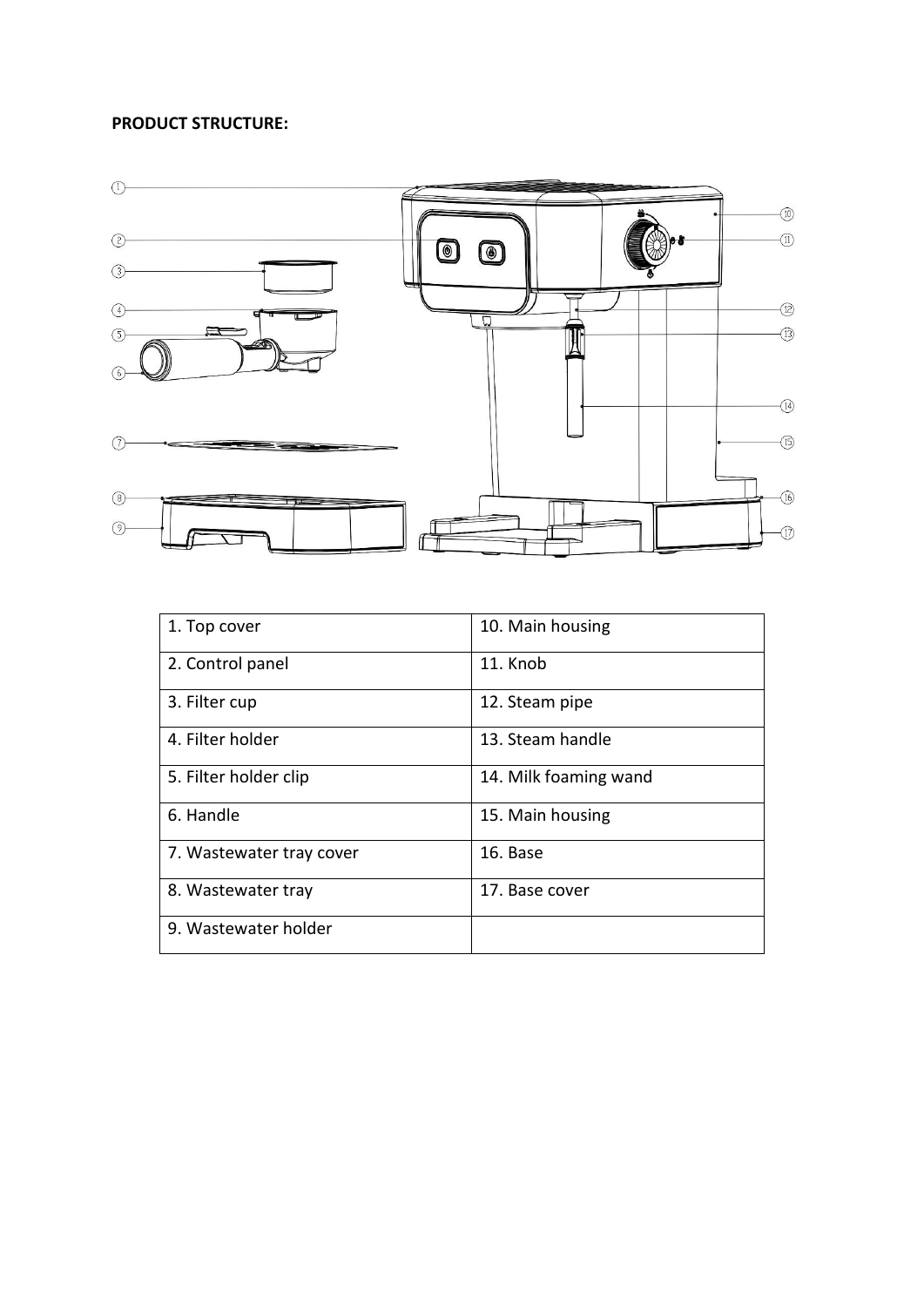**PRODUCT STRUCTURE:**

| 1. Top cover | 10. Main housing |
|---|---|
| 2. Control panel | 11. Knob |
| 3. Filter cup | 12. Steam pipe |
| 4. Filter holder | 13. Steam handle |
| 5. Filter holder clip | 14. Milk foaming wand |
| 6. Handle | 15. Main housing |
| 7. Wastewater tray cover | 16. Base |
| 8. Wastewater tray | 17. Base cover |
| 9. Wastewater holder | |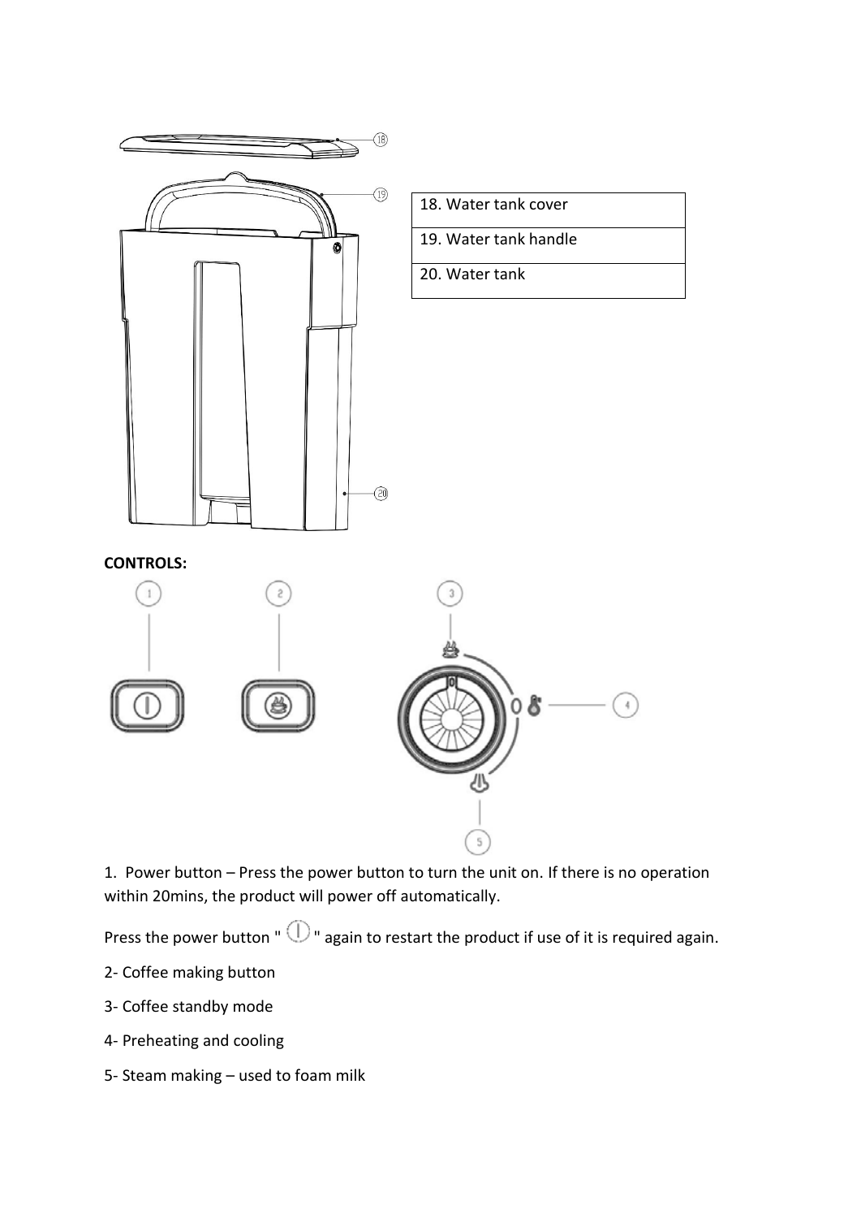| 18. Water tank cover |
| --- |
| 19. Water tank handle |
| 20. Water tank |

**CONTROLS:**

1. Power button – Press the power button to turn the unit on. If there is no operation within 20mins, the product will power off automatically.

Press the power button " ⏻ " again to restart the product if use of it is required again.

2- Coffee making button

3- Coffee standby mode

4- Preheating and cooling

5- Steam making – used to foam milk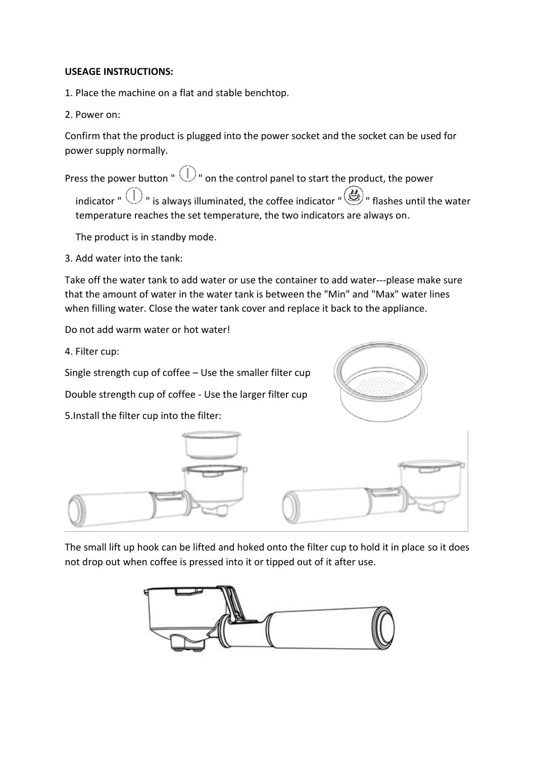**USEAGE INSTRUCTIONS:**

1. Place the machine on a flat and stable benchtop.

2. Power on:

Confirm that the product is plugged into the power socket and the socket can be used for power supply normally.

Press the power button " " on the control panel to start the product, the power indicator " " is always illuminated, the coffee indicator " " flashes until the water temperature reaches the set temperature, the two indicators are always on.

The product is in standby mode.

3. Add water into the tank:

Take off the water tank to add water or use the container to add water---please make sure that the amount of water in the water tank is between the "Min" and "Max" water lines when filling water. Close the water tank cover and replace it back to the appliance.

Do not add warm water or hot water!

4. Filter cup:

Single strength cup of coffee – Use the smaller filter cup

Double strength cup of coffee - Use the larger filter cup

5.Install the filter cup into the filter:

The small lift up hook can be lifted and hoked onto the filter cup to hold it in place so it does not drop out when coffee is pressed into it or tipped out of it after use.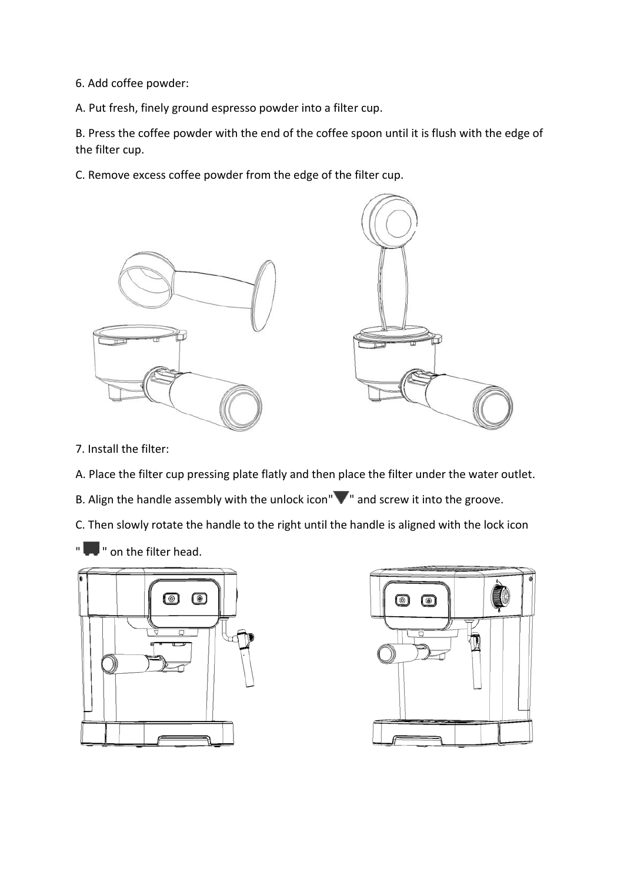6. Add coffee powder:

A. Put fresh, finely ground espresso powder into a filter cup.

B. Press the coffee powder with the end of the coffee spoon until it is flush with the edge of the filter cup.

C. Remove excess coffee powder from the edge of the filter cup.

7. Install the filter:

A. Place the filter cup pressing plate flatly and then place the filter under the water outlet.

B. Align the handle assembly with the unlock icon"▼" and screw it into the groove.

C. Then slowly rotate the handle to the right until the handle is aligned with the lock icon "" on the filter head.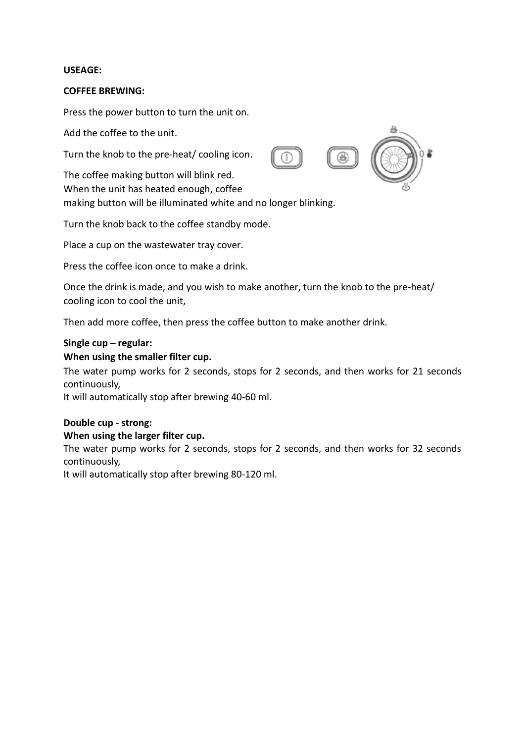**USEAGE:**

**COFFEE BREWING:**

Press the power button to turn the unit on.

Add the coffee to the unit.

Turn the knob to the pre-heat/ cooling icon.

The coffee making button will blink red.
When the unit has heated enough, coffee making button will be illuminated white and no longer blinking.

Turn the knob back to the coffee standby mode.

Place a cup on the wastewater tray cover.

Press the coffee icon once to make a drink.

Once the drink is made, and you wish to make another, turn the knob to the pre-heat/ cooling icon to cool the unit,

Then add more coffee, then press the coffee button to make another drink.

**Single cup – regular:**
**When using the smaller filter cup.**
The water pump works for 2 seconds, stops for 2 seconds, and then works for 21 seconds continuously,
It will automatically stop after brewing 40-60 ml.

**Double cup - strong:**
**When using the larger filter cup.**
The water pump works for 2 seconds, stops for 2 seconds, and then works for 32 seconds continuously,
It will automatically stop after brewing 80-120 ml.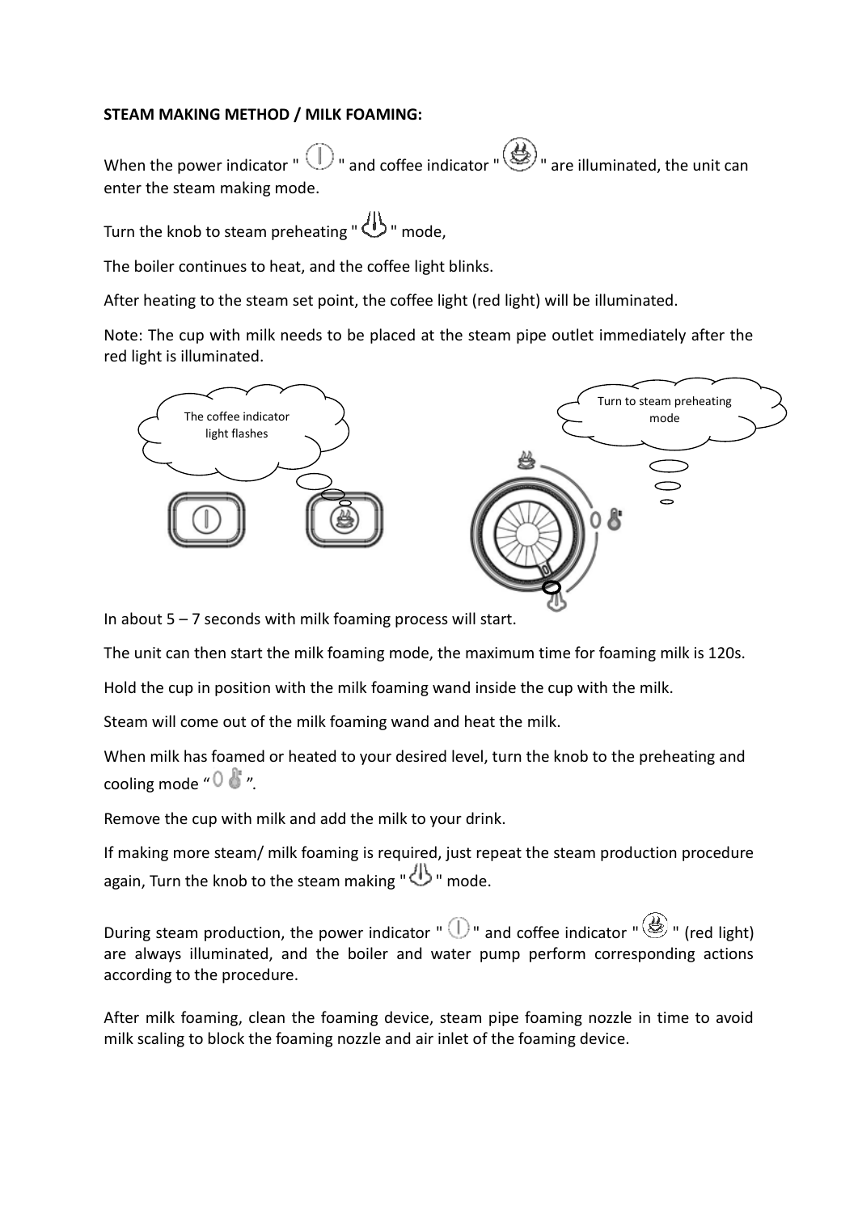**STEAM MAKING METHOD / MILK FOAMING:**

When the power indicator " " and coffee indicator " " are illuminated, the unit can enter the steam making mode.

Turn the knob to steam preheating " " mode,

The boiler continues to heat, and the coffee light blinks.

After heating to the steam set point, the coffee light (red light) will be illuminated.

Note: The cup with milk needs to be placed at the steam pipe outlet immediately after the red light is illuminated.

The coffee indicator light flashes

Turn to steam preheating mode

In about 5 – 7 seconds with milk foaming process will start.

The unit can then start the milk foaming mode, the maximum time for foaming milk is 120s.

Hold the cup in position with the milk foaming wand inside the cup with the milk.

Steam will come out of the milk foaming wand and heat the milk.

When milk has foamed or heated to your desired level, turn the knob to the preheating and cooling mode " ".

Remove the cup with milk and add the milk to your drink.

If making more steam/ milk foaming is required, just repeat the steam production procedure again, Turn the knob to the steam making " " mode.

During steam production, the power indicator " " and coffee indicator " " (red light) are always illuminated, and the boiler and water pump perform corresponding actions according to the procedure.

After milk foaming, clean the foaming device, steam pipe foaming nozzle in time to avoid milk scaling to block the foaming nozzle and air inlet of the foaming device.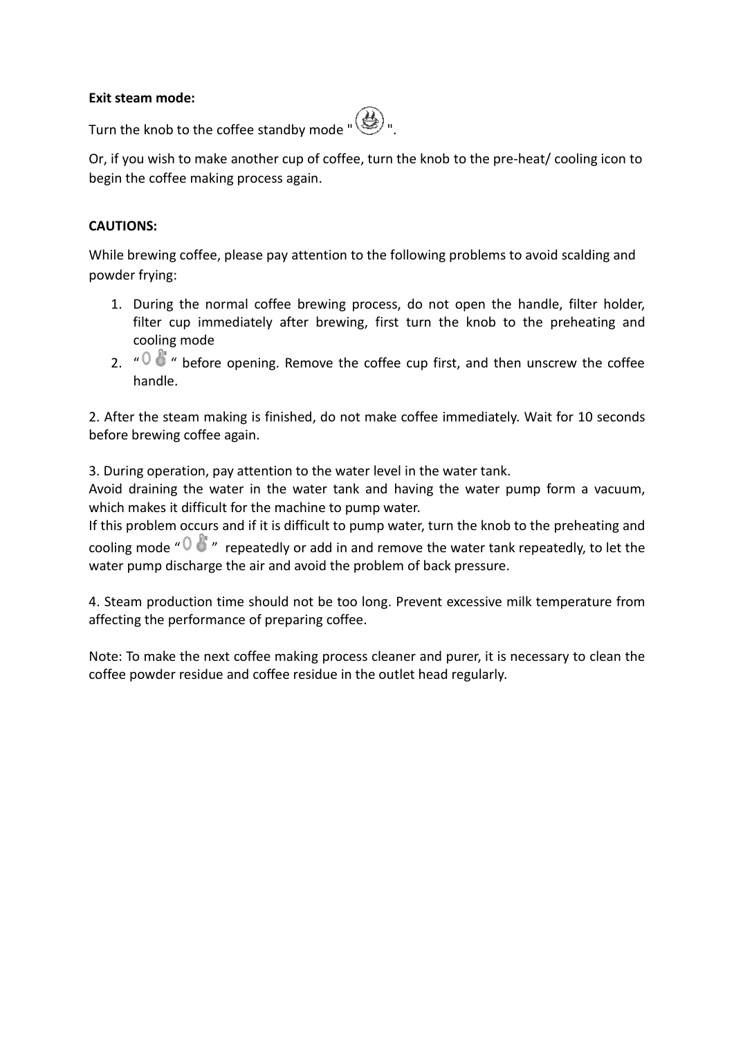**Exit steam mode:**

Turn the knob to the coffee standby mode "  ".

Or, if you wish to make another cup of coffee, turn the knob to the pre-heat/ cooling icon to begin the coffee making process again.

**CAUTIONS:**

While brewing coffee, please pay attention to the following problems to avoid scalding and powder frying:

1. During the normal coffee brewing process, do not open the handle, filter holder, filter cup immediately after brewing, first turn the knob to the preheating and cooling mode
2. "  " before opening. Remove the coffee cup first, and then unscrew the coffee handle.

2. After the steam making is finished, do not make coffee immediately. Wait for 10 seconds before brewing coffee again.

3. During operation, pay attention to the water level in the water tank.
Avoid draining the water in the water tank and having the water pump form a vacuum, which makes it difficult for the machine to pump water.
If this problem occurs and if it is difficult to pump water, turn the knob to the preheating and cooling mode "  " repeatedly or add in and remove the water tank repeatedly, to let the water pump discharge the air and avoid the problem of back pressure.

4. Steam production time should not be too long. Prevent excessive milk temperature from affecting the performance of preparing coffee.

Note: To make the next coffee making process cleaner and purer, it is necessary to clean the coffee powder residue and coffee residue in the outlet head regularly.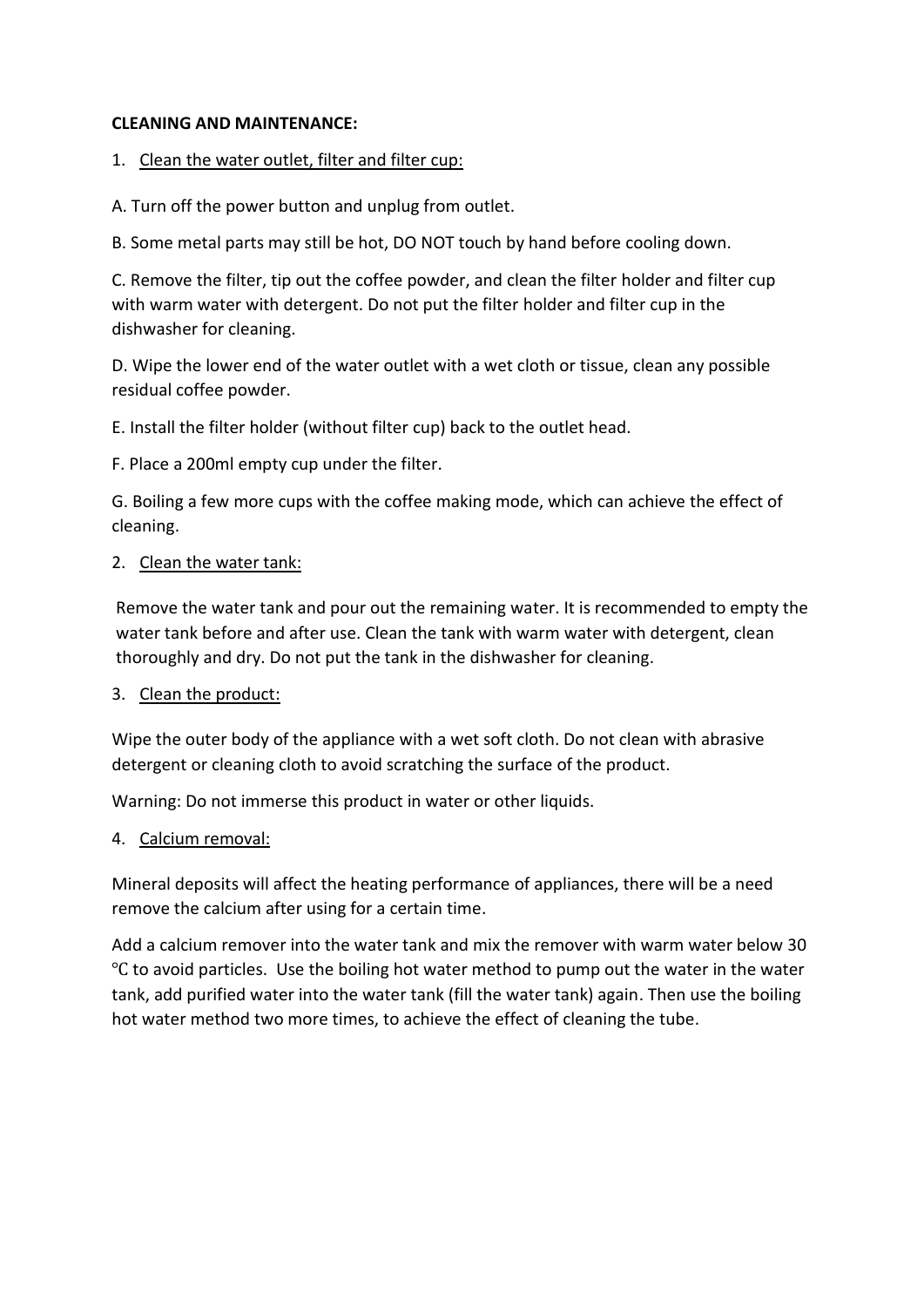**CLEANING AND MAINTENANCE:**

1. <u>Clean the water outlet, filter and filter cup:</u>

A. Turn off the power button and unplug from outlet.

B. Some metal parts may still be hot, DO NOT touch by hand before cooling down.

C. Remove the filter, tip out the coffee powder, and clean the filter holder and filter cup with warm water with detergent. Do not put the filter holder and filter cup in the dishwasher for cleaning.

D. Wipe the lower end of the water outlet with a wet cloth or tissue, clean any possible residual coffee powder.

E. Install the filter holder (without filter cup) back to the outlet head.

F. Place a 200ml empty cup under the filter.

G. Boiling a few more cups with the coffee making mode, which can achieve the effect of cleaning.

2. <u>Clean the water tank:</u>

Remove the water tank and pour out the remaining water. It is recommended to empty the water tank before and after use. Clean the tank with warm water with detergent, clean thoroughly and dry. Do not put the tank in the dishwasher for cleaning.

3. <u>Clean the product:</u>

Wipe the outer body of the appliance with a wet soft cloth. Do not clean with abrasive detergent or cleaning cloth to avoid scratching the surface of the product.

Warning: Do not immerse this product in water or other liquids.

4. <u>Calcium removal:</u>

Mineral deposits will affect the heating performance of appliances, there will be a need remove the calcium after using for a certain time.

Add a calcium remover into the water tank and mix the remover with warm water below 30 ℃ to avoid particles. Use the boiling hot water method to pump out the water in the water tank, add purified water into the water tank (fill the water tank) again. Then use the boiling hot water method two more times, to achieve the effect of cleaning the tube.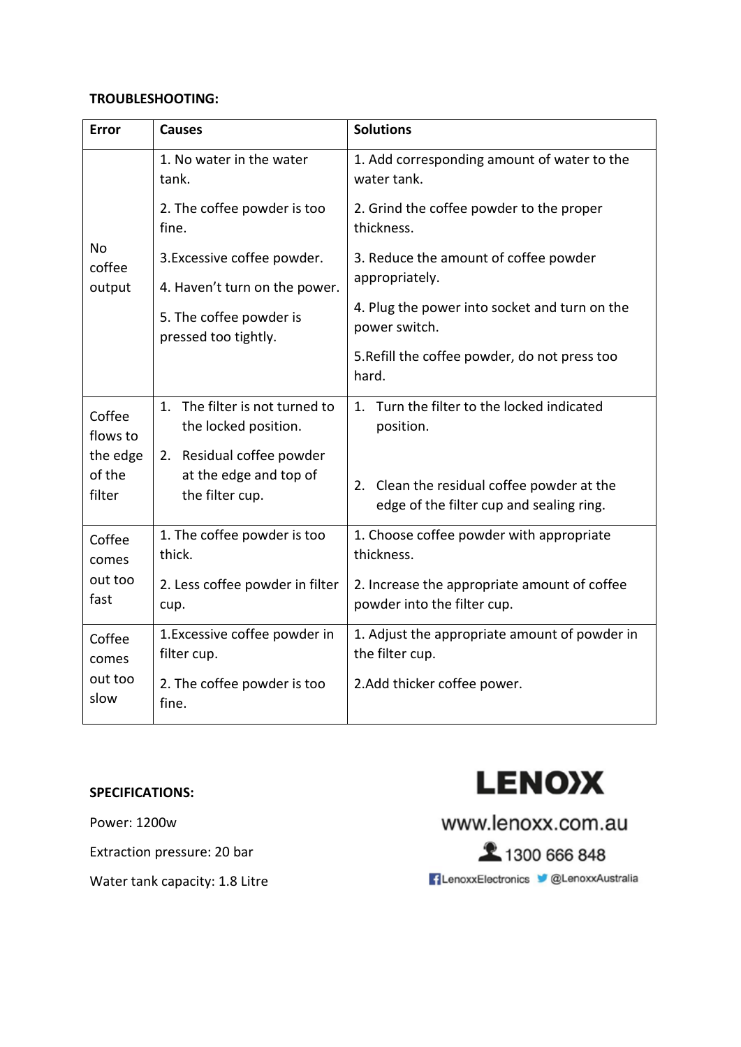**TROUBLESHOOTING:**

| Error | Causes | Solutions |
|---|---|---|
| No coffee output | 1. No water in the water tank.<br>2. The coffee powder is too fine.<br>3.Excessive coffee powder.<br>4. Haven't turn on the power.<br>5. The coffee powder is pressed too tightly. | 1. Add corresponding amount of water to the water tank.<br>2. Grind the coffee powder to the proper thickness.<br>3. Reduce the amount of coffee powder appropriately.<br>4. Plug the power into socket and turn on the power switch.<br>5.Refill the coffee powder, do not press too hard. |
| Coffee flows to the edge of the filter | 1. The filter is not turned to the locked position.<br>2. Residual coffee powder at the edge and top of the filter cup. | 1. Turn the filter to the locked indicated position.<br>2. Clean the residual coffee powder at the edge of the filter cup and sealing ring. |
| Coffee comes out too fast | 1. The coffee powder is too thick.<br>2. Less coffee powder in filter cup. | 1. Choose coffee powder with appropriate thickness.<br>2. Increase the appropriate amount of coffee powder into the filter cup. |
| Coffee comes out too slow | 1.Excessive coffee powder in filter cup.<br>2. The coffee powder is too fine. | 1. Adjust the appropriate amount of powder in the filter cup.<br>2.Add thicker coffee power. |

**SPECIFICATIONS:**

Power: 1200w

Extraction pressure: 20 bar

Water tank capacity: 1.8 Litre

LENOXX

www.lenoxx.com.au

1300 666 848

LenoxxElectronics @LenoxxAustralia